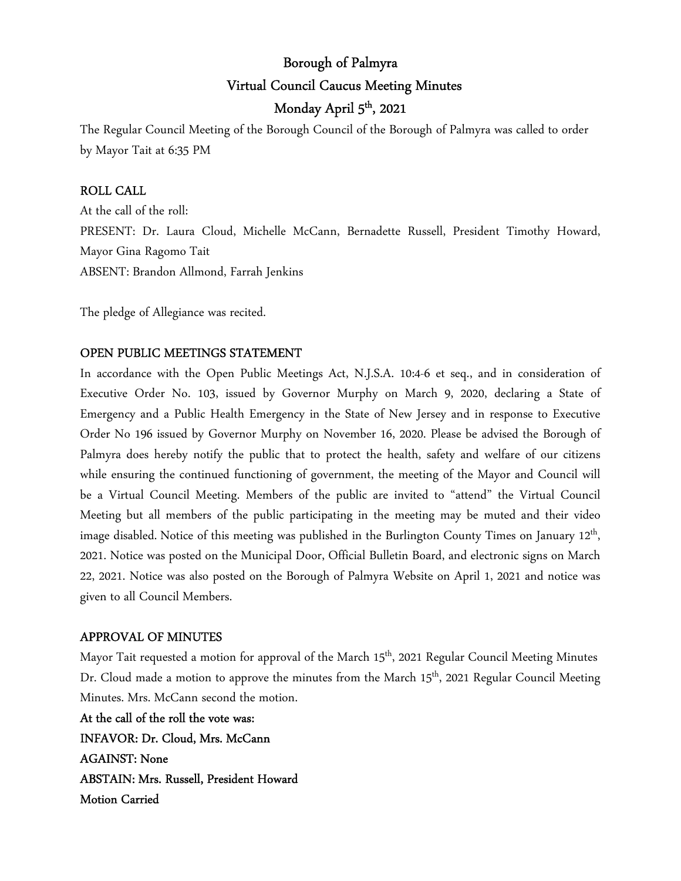# Borough of Palmyra
## Virtual Council Caucus Meeting Minutes
## Monday April 5th, 2021

The Regular Council Meeting of the Borough Council of the Borough of Palmyra was called to order by Mayor Tait at 6:35 PM

**ROLL CALL**

At the call of the roll:

PRESENT: Dr. Laura Cloud, Michelle McCann, Bernadette Russell, President Timothy Howard, Mayor Gina Ragomo Tait

ABSENT: Brandon Allmond, Farrah Jenkins

The pledge of Allegiance was recited.

**OPEN PUBLIC MEETINGS STATEMENT**

In accordance with the Open Public Meetings Act, N.J.S.A. 10:4-6 et seq., and in consideration of Executive Order No. 103, issued by Governor Murphy on March 9, 2020, declaring a State of Emergency and a Public Health Emergency in the State of New Jersey and in response to Executive Order No 196 issued by Governor Murphy on November 16, 2020. Please be advised the Borough of Palmyra does hereby notify the public that to protect the health, safety and welfare of our citizens while ensuring the continued functioning of government, the meeting of the Mayor and Council will be a Virtual Council Meeting. Members of the public are invited to "attend" the Virtual Council Meeting but all members of the public participating in the meeting may be muted and their video image disabled. Notice of this meeting was published in the Burlington County Times on January 12th, 2021. Notice was posted on the Municipal Door, Official Bulletin Board, and electronic signs on March 22, 2021. Notice was also posted on the Borough of Palmyra Website on April 1, 2021 and notice was given to all Council Members.

**APPROVAL OF MINUTES**

Mayor Tait requested a motion for approval of the March 15th, 2021 Regular Council Meeting Minutes Dr. Cloud made a motion to approve the minutes from the March 15th, 2021 Regular Council Meeting Minutes. Mrs. McCann second the motion.

**At the call of the roll the vote was:**

**INFAVOR: Dr. Cloud, Mrs. McCann**

**AGAINST: None**

**ABSTAIN: Mrs. Russell, President Howard**

**Motion Carried**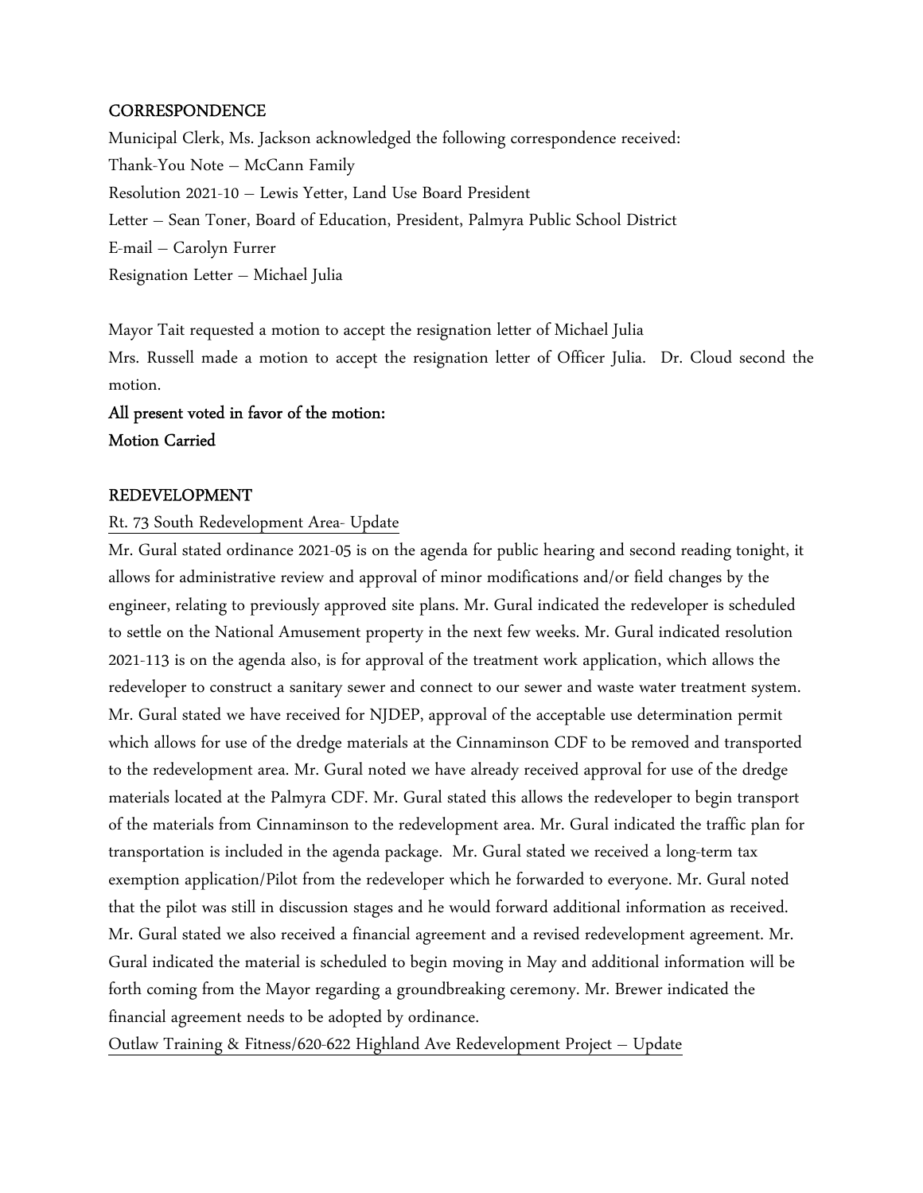## CORRESPONDENCE

Municipal Clerk, Ms. Jackson acknowledged the following correspondence received:

Thank-You Note – McCann Family

Resolution 2021-10 – Lewis Yetter, Land Use Board President

Letter – Sean Toner, Board of Education, President, Palmyra Public School District

E-mail – Carolyn Furrer

Resignation Letter – Michael Julia

Mayor Tait requested a motion to accept the resignation letter of Michael Julia

Mrs. Russell made a motion to accept the resignation letter of Officer Julia. Dr. Cloud second the motion.

**All present voted in favor of the motion:**

**Motion Carried**

## REDEVELOPMENT

Rt. 73 South Redevelopment Area- Update

Mr. Gural stated ordinance 2021-05 is on the agenda for public hearing and second reading tonight, it allows for administrative review and approval of minor modifications and/or field changes by the engineer, relating to previously approved site plans. Mr. Gural indicated the redeveloper is scheduled to settle on the National Amusement property in the next few weeks. Mr. Gural indicated resolution 2021-113 is on the agenda also, is for approval of the treatment work application, which allows the redeveloper to construct a sanitary sewer and connect to our sewer and waste water treatment system. Mr. Gural stated we have received for NJDEP, approval of the acceptable use determination permit which allows for use of the dredge materials at the Cinnaminson CDF to be removed and transported to the redevelopment area. Mr. Gural noted we have already received approval for use of the dredge materials located at the Palmyra CDF. Mr. Gural stated this allows the redeveloper to begin transport of the materials from Cinnaminson to the redevelopment area. Mr. Gural indicated the traffic plan for transportation is included in the agenda package. Mr. Gural stated we received a long-term tax exemption application/Pilot from the redeveloper which he forwarded to everyone. Mr. Gural noted that the pilot was still in discussion stages and he would forward additional information as received. Mr. Gural stated we also received a financial agreement and a revised redevelopment agreement. Mr. Gural indicated the material is scheduled to begin moving in May and additional information will be forth coming from the Mayor regarding a groundbreaking ceremony. Mr. Brewer indicated the financial agreement needs to be adopted by ordinance.

Outlaw Training & Fitness/620-622 Highland Ave Redevelopment Project – Update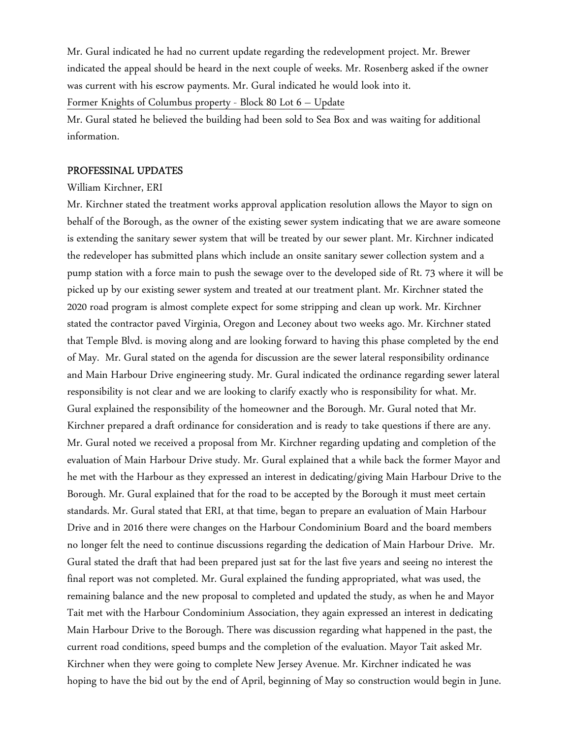Mr. Gural indicated he had no current update regarding the redevelopment project. Mr. Brewer indicated the appeal should be heard in the next couple of weeks. Mr. Rosenberg asked if the owner was current with his escrow payments. Mr. Gural indicated he would look into it.

Former Knights of Columbus property - Block 80 Lot 6 – Update

Mr. Gural stated he believed the building had been sold to Sea Box and was waiting for additional information.

**PROFESSINAL UPDATES**

William Kirchner, ERI

Mr. Kirchner stated the treatment works approval application resolution allows the Mayor to sign on behalf of the Borough, as the owner of the existing sewer system indicating that we are aware someone is extending the sanitary sewer system that will be treated by our sewer plant. Mr. Kirchner indicated the redeveloper has submitted plans which include an onsite sanitary sewer collection system and a pump station with a force main to push the sewage over to the developed side of Rt. 73 where it will be picked up by our existing sewer system and treated at our treatment plant. Mr. Kirchner stated the 2020 road program is almost complete expect for some stripping and clean up work. Mr. Kirchner stated the contractor paved Virginia, Oregon and Leconey about two weeks ago. Mr. Kirchner stated that Temple Blvd. is moving along and are looking forward to having this phase completed by the end of May. Mr. Gural stated on the agenda for discussion are the sewer lateral responsibility ordinance and Main Harbour Drive engineering study. Mr. Gural indicated the ordinance regarding sewer lateral responsibility is not clear and we are looking to clarify exactly who is responsibility for what. Mr. Gural explained the responsibility of the homeowner and the Borough. Mr. Gural noted that Mr. Kirchner prepared a draft ordinance for consideration and is ready to take questions if there are any. Mr. Gural noted we received a proposal from Mr. Kirchner regarding updating and completion of the evaluation of Main Harbour Drive study. Mr. Gural explained that a while back the former Mayor and he met with the Harbour as they expressed an interest in dedicating/giving Main Harbour Drive to the Borough. Mr. Gural explained that for the road to be accepted by the Borough it must meet certain standards. Mr. Gural stated that ERI, at that time, began to prepare an evaluation of Main Harbour Drive and in 2016 there were changes on the Harbour Condominium Board and the board members no longer felt the need to continue discussions regarding the dedication of Main Harbour Drive. Mr. Gural stated the draft that had been prepared just sat for the last five years and seeing no interest the final report was not completed. Mr. Gural explained the funding appropriated, what was used, the remaining balance and the new proposal to completed and updated the study, as when he and Mayor Tait met with the Harbour Condominium Association, they again expressed an interest in dedicating Main Harbour Drive to the Borough. There was discussion regarding what happened in the past, the current road conditions, speed bumps and the completion of the evaluation. Mayor Tait asked Mr. Kirchner when they were going to complete New Jersey Avenue. Mr. Kirchner indicated he was hoping to have the bid out by the end of April, beginning of May so construction would begin in June.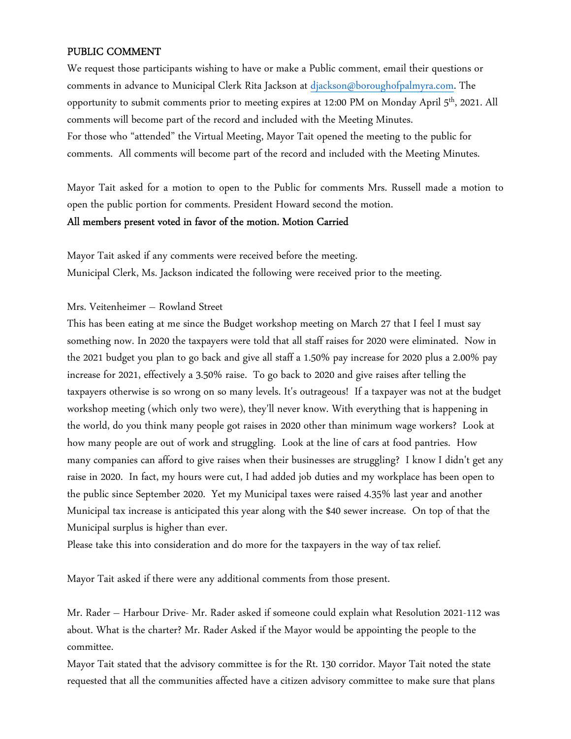**PUBLIC COMMENT**

We request those participants wishing to have or make a Public comment, email their questions or comments in advance to Municipal Clerk Rita Jackson at djackson@boroughofpalmyra.com. The opportunity to submit comments prior to meeting expires at 12:00 PM on Monday April 5th, 2021. All comments will become part of the record and included with the Meeting Minutes.
For those who "attended" the Virtual Meeting, Mayor Tait opened the meeting to the public for comments. All comments will become part of the record and included with the Meeting Minutes.

Mayor Tait asked for a motion to open to the Public for comments Mrs. Russell made a motion to open the public portion for comments. President Howard second the motion.
**All members present voted in favor of the motion. Motion Carried**

Mayor Tait asked if any comments were received before the meeting.
Municipal Clerk, Ms. Jackson indicated the following were received prior to the meeting.

Mrs. Veitenheimer – Rowland Street
This has been eating at me since the Budget workshop meeting on March 27 that I feel I must say something now. In 2020 the taxpayers were told that all staff raises for 2020 were eliminated. Now in the 2021 budget you plan to go back and give all staff a 1.50% pay increase for 2020 plus a 2.00% pay increase for 2021, effectively a 3.50% raise. To go back to 2020 and give raises after telling the taxpayers otherwise is so wrong on so many levels. It's outrageous! If a taxpayer was not at the budget workshop meeting (which only two were), they'll never know. With everything that is happening in the world, do you think many people got raises in 2020 other than minimum wage workers? Look at how many people are out of work and struggling. Look at the line of cars at food pantries. How many companies can afford to give raises when their businesses are struggling? I know I didn't get any raise in 2020. In fact, my hours were cut, I had added job duties and my workplace has been open to the public since September 2020. Yet my Municipal taxes were raised 4.35% last year and another Municipal tax increase is anticipated this year along with the $40 sewer increase. On top of that the Municipal surplus is higher than ever.
Please take this into consideration and do more for the taxpayers in the way of tax relief.

Mayor Tait asked if there were any additional comments from those present.

Mr. Rader – Harbour Drive- Mr. Rader asked if someone could explain what Resolution 2021-112 was about. What is the charter? Mr. Rader Asked if the Mayor would be appointing the people to the committee.
Mayor Tait stated that the advisory committee is for the Rt. 130 corridor. Mayor Tait noted the state requested that all the communities affected have a citizen advisory committee to make sure that plans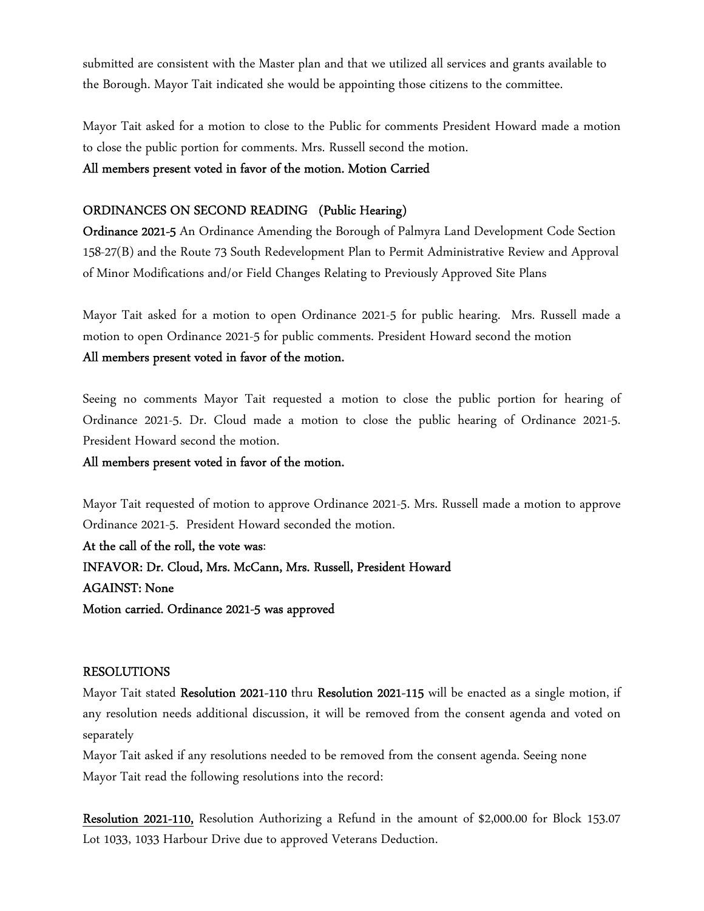submitted are consistent with the Master plan and that we utilized all services and grants available to the Borough. Mayor Tait indicated she would be appointing those citizens to the committee.

Mayor Tait asked for a motion to close to the Public for comments President Howard made a motion to close the public portion for comments. Mrs. Russell second the motion.

**All members present voted in favor of the motion. Motion Carried**

## ORDINANCES ON SECOND READING (Public Hearing)

**Ordinance 2021-5** An Ordinance Amending the Borough of Palmyra Land Development Code Section 158-27(B) and the Route 73 South Redevelopment Plan to Permit Administrative Review and Approval of Minor Modifications and/or Field Changes Relating to Previously Approved Site Plans

Mayor Tait asked for a motion to open Ordinance 2021-5 for public hearing. Mrs. Russell made a motion to open Ordinance 2021-5 for public comments. President Howard second the motion

**All members present voted in favor of the motion.**

Seeing no comments Mayor Tait requested a motion to close the public portion for hearing of Ordinance 2021-5. Dr. Cloud made a motion to close the public hearing of Ordinance 2021-5. President Howard second the motion.

**All members present voted in favor of the motion.**

Mayor Tait requested of motion to approve Ordinance 2021-5. Mrs. Russell made a motion to approve Ordinance 2021-5. President Howard seconded the motion.

**At the call of the roll, the vote was:**
**INFAVOR: Dr. Cloud, Mrs. McCann, Mrs. Russell, President Howard**
**AGAINST: None**
**Motion carried. Ordinance 2021-5 was approved**

## RESOLUTIONS

Mayor Tait stated **Resolution 2021-110** thru **Resolution 2021-115** will be enacted as a single motion, if any resolution needs additional discussion, it will be removed from the consent agenda and voted on separately

Mayor Tait asked if any resolutions needed to be removed from the consent agenda. Seeing none Mayor Tait read the following resolutions into the record:

**Resolution 2021-110,** Resolution Authorizing a Refund in the amount of $2,000.00 for Block 153.07 Lot 1033, 1033 Harbour Drive due to approved Veterans Deduction.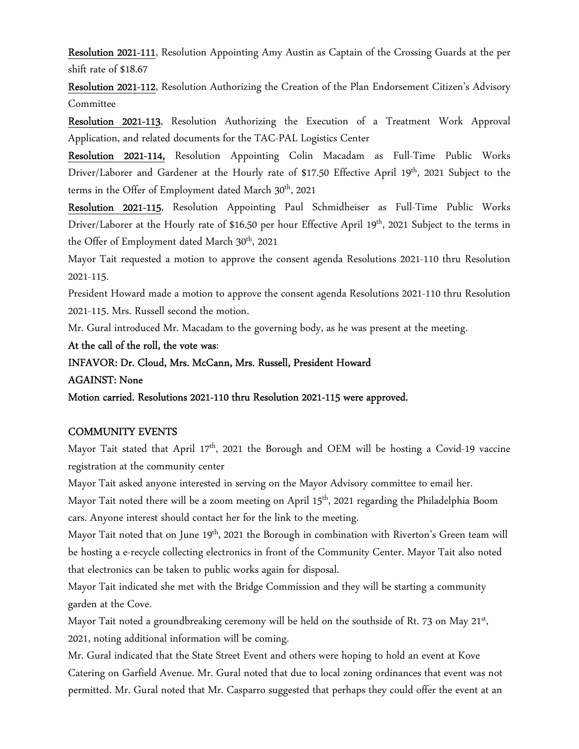**Resolution 2021-111**, Resolution Appointing Amy Austin as Captain of the Crossing Guards at the per shift rate of $18.67

**Resolution 2021-112**, Resolution Authorizing the Creation of the Plan Endorsement Citizen's Advisory Committee

**Resolution 2021-113**, Resolution Authorizing the Execution of a Treatment Work Approval Application, and related documents for the TAC-PAL Logistics Center

**Resolution 2021-114,** Resolution Appointing Colin Macadam as Full-Time Public Works Driver/Laborer and Gardener at the Hourly rate of $17.50 Effective April 19th, 2021 Subject to the terms in the Offer of Employment dated March 30th, 2021

**Resolution 2021-115**, Resolution Appointing Paul Schmidheiser as Full-Time Public Works Driver/Laborer at the Hourly rate of $16.50 per hour Effective April 19th, 2021 Subject to the terms in the Offer of Employment dated March 30th, 2021

Mayor Tait requested a motion to approve the consent agenda Resolutions 2021-110 thru Resolution 2021-115.

President Howard made a motion to approve the consent agenda Resolutions 2021-110 thru Resolution 2021-115. Mrs. Russell second the motion.

Mr. Gural introduced Mr. Macadam to the governing body, as he was present at the meeting.

**At the call of the roll, the vote was**:

**INFAVOR: Dr. Cloud, Mrs. McCann, Mrs. Russell, President Howard**

**AGAINST: None**

**Motion carried. Resolutions 2021-110 thru Resolution 2021-115 were approved.**

## COMMUNITY EVENTS

Mayor Tait stated that April 17th, 2021 the Borough and OEM will be hosting a Covid-19 vaccine registration at the community center

Mayor Tait asked anyone interested in serving on the Mayor Advisory committee to email her.

Mayor Tait noted there will be a zoom meeting on April 15th, 2021 regarding the Philadelphia Boom cars. Anyone interest should contact her for the link to the meeting.

Mayor Tait noted that on June 19th, 2021 the Borough in combination with Riverton's Green team will be hosting a e-recycle collecting electronics in front of the Community Center. Mayor Tait also noted that electronics can be taken to public works again for disposal.

Mayor Tait indicated she met with the Bridge Commission and they will be starting a community garden at the Cove.

Mayor Tait noted a groundbreaking ceremony will be held on the southside of Rt. 73 on May 21st, 2021, noting additional information will be coming.

Mr. Gural indicated that the State Street Event and others were hoping to hold an event at Kove Catering on Garfield Avenue. Mr. Gural noted that due to local zoning ordinances that event was not permitted. Mr. Gural noted that Mr. Casparro suggested that perhaps they could offer the event at an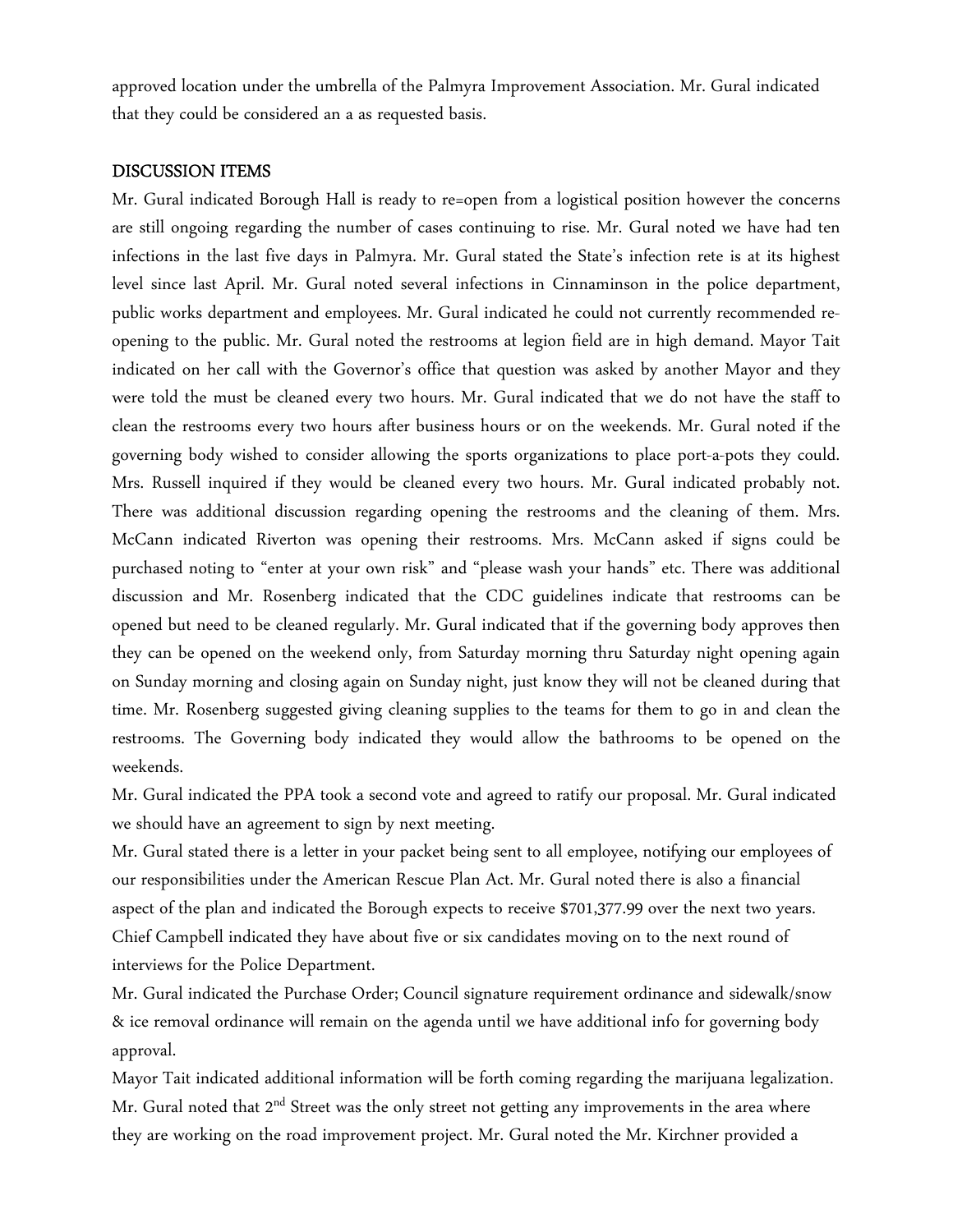approved location under the umbrella of the Palmyra Improvement Association. Mr. Gural indicated that they could be considered an a as requested basis.

## DISCUSSION ITEMS

Mr. Gural indicated Borough Hall is ready to re=open from a logistical position however the concerns are still ongoing regarding the number of cases continuing to rise. Mr. Gural noted we have had ten infections in the last five days in Palmyra. Mr. Gural stated the State's infection rete is at its highest level since last April. Mr. Gural noted several infections in Cinnaminson in the police department, public works department and employees. Mr. Gural indicated he could not currently recommended re-opening to the public. Mr. Gural noted the restrooms at legion field are in high demand. Mayor Tait indicated on her call with the Governor's office that question was asked by another Mayor and they were told the must be cleaned every two hours. Mr. Gural indicated that we do not have the staff to clean the restrooms every two hours after business hours or on the weekends. Mr. Gural noted if the governing body wished to consider allowing the sports organizations to place port-a-pots they could. Mrs. Russell inquired if they would be cleaned every two hours. Mr. Gural indicated probably not. There was additional discussion regarding opening the restrooms and the cleaning of them. Mrs. McCann indicated Riverton was opening their restrooms. Mrs. McCann asked if signs could be purchased noting to "enter at your own risk" and "please wash your hands" etc. There was additional discussion and Mr. Rosenberg indicated that the CDC guidelines indicate that restrooms can be opened but need to be cleaned regularly. Mr. Gural indicated that if the governing body approves then they can be opened on the weekend only, from Saturday morning thru Saturday night opening again on Sunday morning and closing again on Sunday night, just know they will not be cleaned during that time. Mr. Rosenberg suggested giving cleaning supplies to the teams for them to go in and clean the restrooms. The Governing body indicated they would allow the bathrooms to be opened on the weekends.

Mr. Gural indicated the PPA took a second vote and agreed to ratify our proposal. Mr. Gural indicated we should have an agreement to sign by next meeting.

Mr. Gural stated there is a letter in your packet being sent to all employee, notifying our employees of our responsibilities under the American Rescue Plan Act. Mr. Gural noted there is also a financial aspect of the plan and indicated the Borough expects to receive $701,377.99 over the next two years.

Chief Campbell indicated they have about five or six candidates moving on to the next round of interviews for the Police Department.

Mr. Gural indicated the Purchase Order; Council signature requirement ordinance and sidewalk/snow & ice removal ordinance will remain on the agenda until we have additional info for governing body approval.

Mayor Tait indicated additional information will be forth coming regarding the marijuana legalization.

Mr. Gural noted that 2nd Street was the only street not getting any improvements in the area where they are working on the road improvement project. Mr. Gural noted the Mr. Kirchner provided a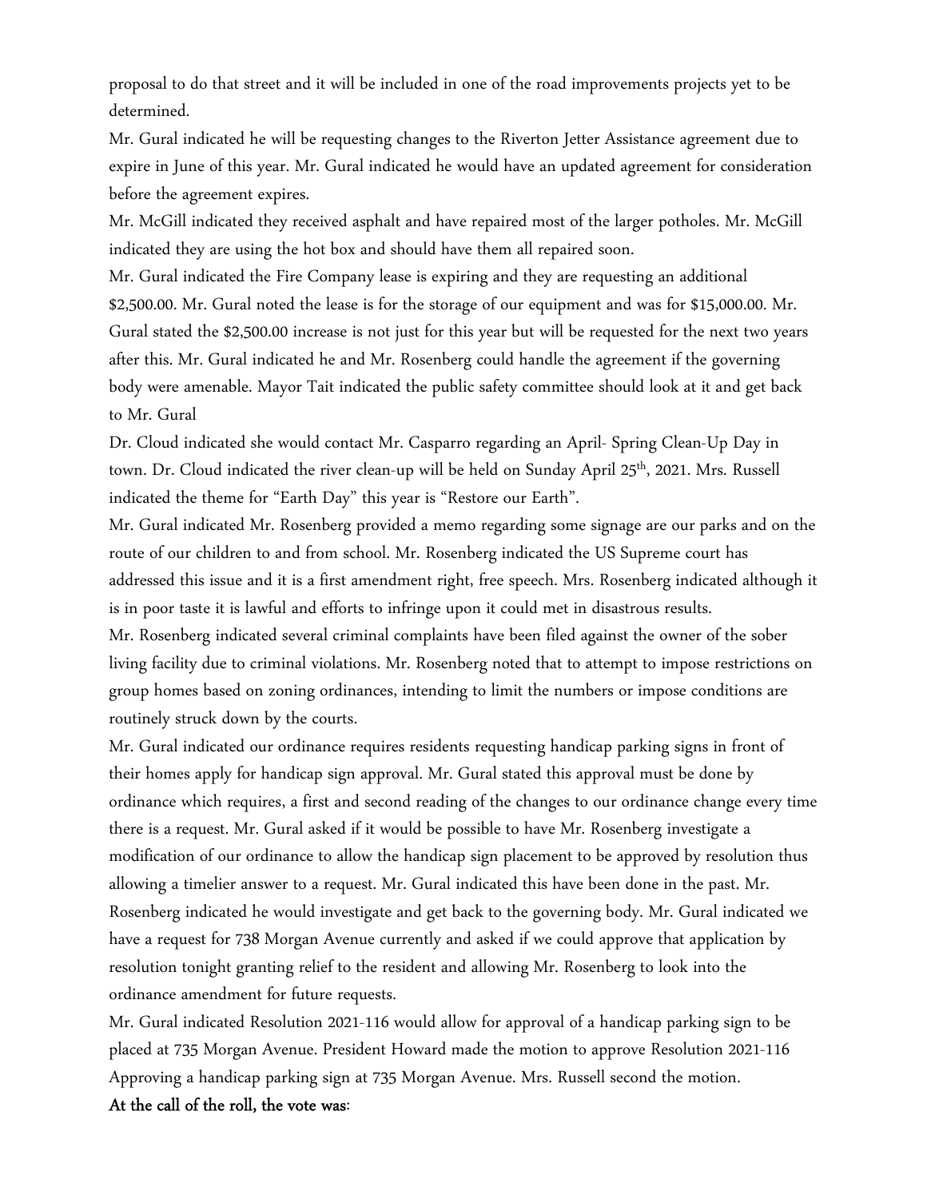proposal to do that street and it will be included in one of the road improvements projects yet to be determined.

Mr. Gural indicated he will be requesting changes to the Riverton Jetter Assistance agreement due to expire in June of this year. Mr. Gural indicated he would have an updated agreement for consideration before the agreement expires.

Mr. McGill indicated they received asphalt and have repaired most of the larger potholes. Mr. McGill indicated they are using the hot box and should have them all repaired soon.

Mr. Gural indicated the Fire Company lease is expiring and they are requesting an additional $2,500.00. Mr. Gural noted the lease is for the storage of our equipment and was for $15,000.00. Mr. Gural stated the $2,500.00 increase is not just for this year but will be requested for the next two years after this. Mr. Gural indicated he and Mr. Rosenberg could handle the agreement if the governing body were amenable. Mayor Tait indicated the public safety committee should look at it and get back to Mr. Gural

Dr. Cloud indicated she would contact Mr. Casparro regarding an April- Spring Clean-Up Day in town. Dr. Cloud indicated the river clean-up will be held on Sunday April 25th, 2021. Mrs. Russell indicated the theme for "Earth Day" this year is "Restore our Earth".

Mr. Gural indicated Mr. Rosenberg provided a memo regarding some signage are our parks and on the route of our children to and from school. Mr. Rosenberg indicated the US Supreme court has addressed this issue and it is a first amendment right, free speech. Mrs. Rosenberg indicated although it is in poor taste it is lawful and efforts to infringe upon it could met in disastrous results.

Mr. Rosenberg indicated several criminal complaints have been filed against the owner of the sober living facility due to criminal violations. Mr. Rosenberg noted that to attempt to impose restrictions on group homes based on zoning ordinances, intending to limit the numbers or impose conditions are routinely struck down by the courts.

Mr. Gural indicated our ordinance requires residents requesting handicap parking signs in front of their homes apply for handicap sign approval. Mr. Gural stated this approval must be done by ordinance which requires, a first and second reading of the changes to our ordinance change every time there is a request. Mr. Gural asked if it would be possible to have Mr. Rosenberg investigate a modification of our ordinance to allow the handicap sign placement to be approved by resolution thus allowing a timelier answer to a request. Mr. Gural indicated this have been done in the past. Mr. Rosenberg indicated he would investigate and get back to the governing body. Mr. Gural indicated we have a request for 738 Morgan Avenue currently and asked if we could approve that application by resolution tonight granting relief to the resident and allowing Mr. Rosenberg to look into the ordinance amendment for future requests.

Mr. Gural indicated Resolution 2021-116 would allow for approval of a handicap parking sign to be placed at 735 Morgan Avenue. President Howard made the motion to approve Resolution 2021-116 Approving a handicap parking sign at 735 Morgan Avenue. Mrs. Russell second the motion.

**At the call of the roll, the vote was**: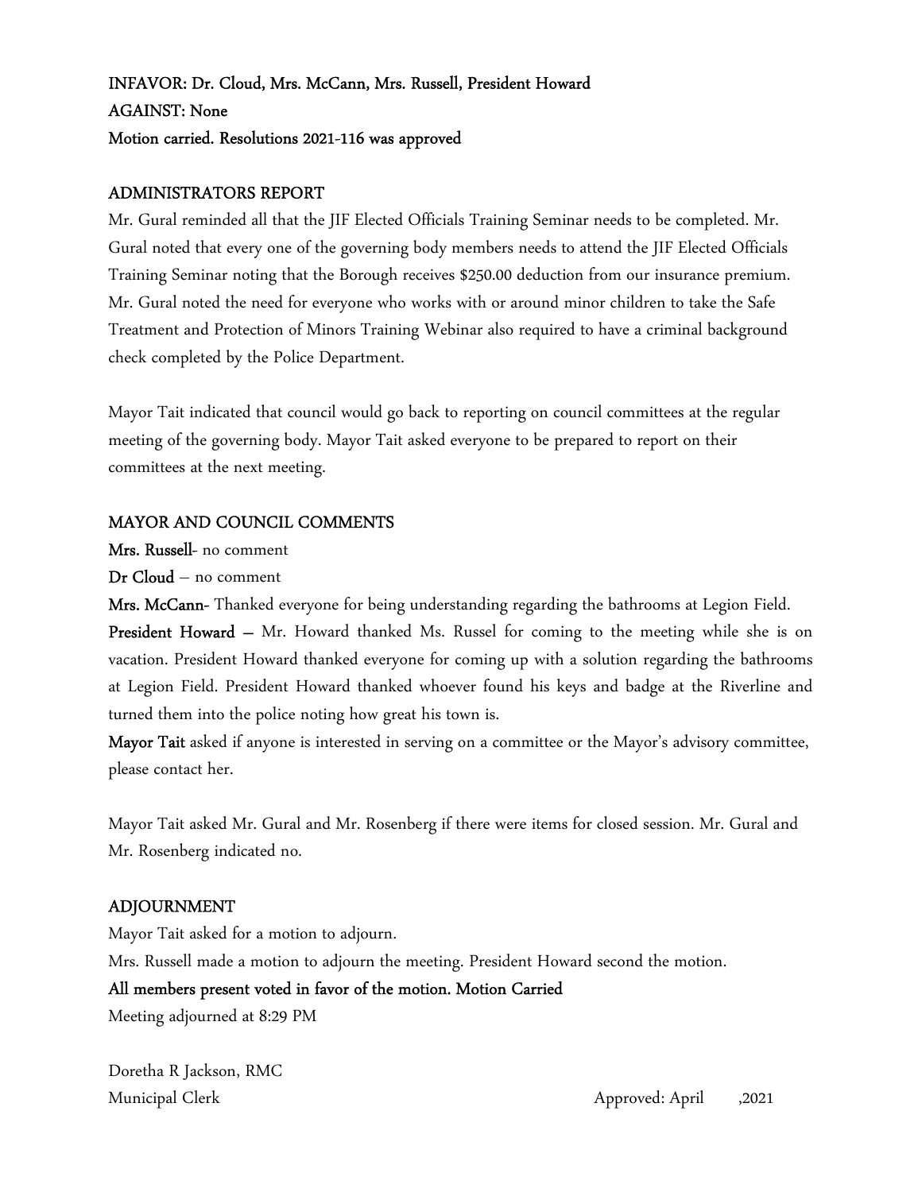**INFAVOR: Dr. Cloud, Mrs. McCann, Mrs. Russell, President Howard**
**AGAINST: None**
**Motion carried. Resolutions 2021-116 was approved**

## ADMINISTRATORS REPORT

Mr. Gural reminded all that the JIF Elected Officials Training Seminar needs to be completed. Mr. Gural noted that every one of the governing body members needs to attend the JIF Elected Officials Training Seminar noting that the Borough receives $250.00 deduction from our insurance premium. Mr. Gural noted the need for everyone who works with or around minor children to take the Safe Treatment and Protection of Minors Training Webinar also required to have a criminal background check completed by the Police Department.

Mayor Tait indicated that council would go back to reporting on council committees at the regular meeting of the governing body. Mayor Tait asked everyone to be prepared to report on their committees at the next meeting.

## MAYOR AND COUNCIL COMMENTS

**Mrs. Russell**- no comment

**Dr Cloud** – no comment

**Mrs. McCann**- Thanked everyone for being understanding regarding the bathrooms at Legion Field.

**President Howard** – Mr. Howard thanked Ms. Russel for coming to the meeting while she is on vacation. President Howard thanked everyone for coming up with a solution regarding the bathrooms at Legion Field. President Howard thanked whoever found his keys and badge at the Riverline and turned them into the police noting how great his town is.

**Mayor Tait** asked if anyone is interested in serving on a committee or the Mayor's advisory committee, please contact her.

Mayor Tait asked Mr. Gural and Mr. Rosenberg if there were items for closed session. Mr. Gural and Mr. Rosenberg indicated no.

## ADJOURNMENT

Mayor Tait asked for a motion to adjourn.

Mrs. Russell made a motion to adjourn the meeting. President Howard second the motion.

**All members present voted in favor of the motion. Motion Carried**

Meeting adjourned at 8:29 PM

Doretha R Jackson, RMC
Municipal Clerk

Approved: April ,2021